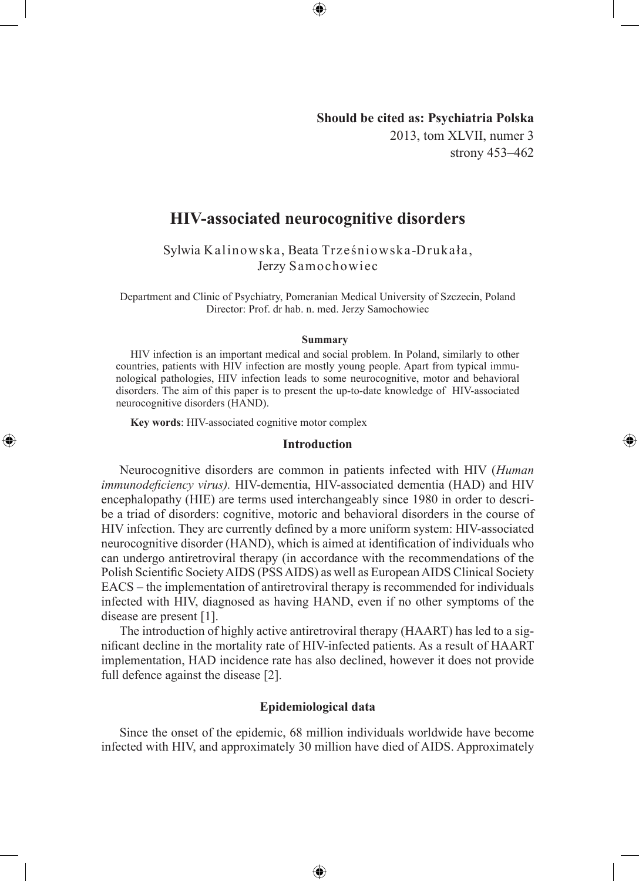**Should be cited as: Psychiatria Polska**
2013, tom XLVII, numer 3
strony 453–462

# HIV-associated neurocognitive disorders

Sylwia Kalinowska, Beata Trześniowska-Drukała, Jerzy Samochowiec

Department and Clinic of Psychiatry, Pomeranian Medical University of Szczecin, Poland
Director: Prof. dr hab. n. med. Jerzy Samochowiec

### Summary

HIV infection is an important medical and social problem. In Poland, similarly to other countries, patients with HIV infection are mostly young people. Apart from typical immunological pathologies, HIV infection leads to some neurocognitive, motor and behavioral disorders. The aim of this paper is to present the up-to-date knowledge of HIV-associated neurocognitive disorders (HAND).

**Key words**: HIV-associated cognitive motor complex

## Introduction

Neurocognitive disorders are common in patients infected with HIV (*Human immunodeficiency virus).* HIV-dementia, HIV-associated dementia (HAD) and HIV encephalopathy (HIE) are terms used interchangeably since 1980 in order to describe a triad of disorders: cognitive, motoric and behavioral disorders in the course of HIV infection. They are currently defined by a more uniform system: HIV-associated neurocognitive disorder (HAND), which is aimed at identification of individuals who can undergo antiretroviral therapy (in accordance with the recommendations of the Polish Scientific Society AIDS (PSS AIDS) as well as European AIDS Clinical Society EACS – the implementation of antiretroviral therapy is recommended for individuals infected with HIV, diagnosed as having HAND, even if no other symptoms of the disease are present [1].

The introduction of highly active antiretroviral therapy (HAART) has led to a significant decline in the mortality rate of HIV-infected patients. As a result of HAART implementation, HAD incidence rate has also declined, however it does not provide full defence against the disease [2].

## Epidemiological data

Since the onset of the epidemic, 68 million individuals worldwide have become infected with HIV, and approximately 30 million have died of AIDS. Approximately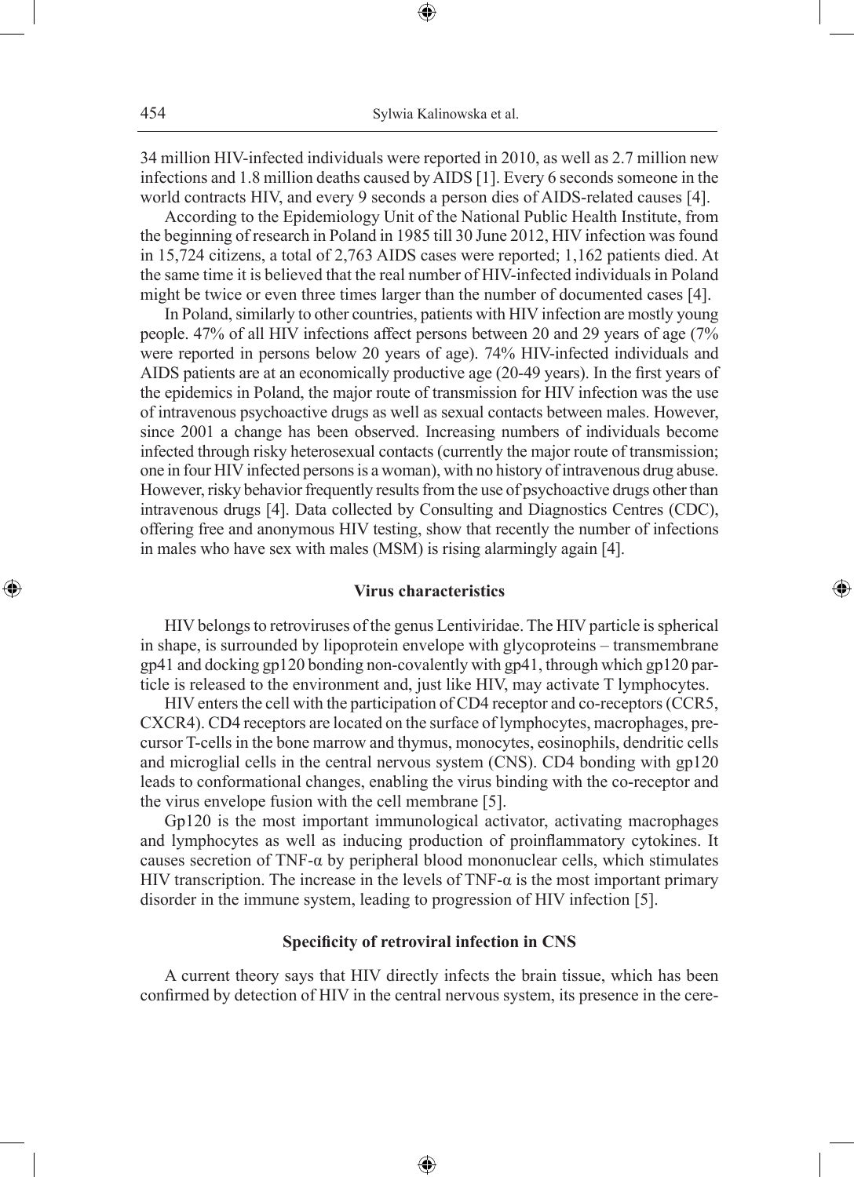34 million HIV-infected individuals were reported in 2010, as well as 2.7 million new infections and 1.8 million deaths caused by AIDS [1]. Every 6 seconds someone in the world contracts HIV, and every 9 seconds a person dies of AIDS-related causes [4].

According to the Epidemiology Unit of the National Public Health Institute, from the beginning of research in Poland in 1985 till 30 June 2012, HIV infection was found in 15,724 citizens, a total of 2,763 AIDS cases were reported; 1,162 patients died. At the same time it is believed that the real number of HIV-infected individuals in Poland might be twice or even three times larger than the number of documented cases [4].

In Poland, similarly to other countries, patients with HIV infection are mostly young people. 47% of all HIV infections affect persons between 20 and 29 years of age (7% were reported in persons below 20 years of age). 74% HIV-infected individuals and AIDS patients are at an economically productive age (20-49 years). In the first years of the epidemics in Poland, the major route of transmission for HIV infection was the use of intravenous psychoactive drugs as well as sexual contacts between males. However, since 2001 a change has been observed. Increasing numbers of individuals become infected through risky heterosexual contacts (currently the major route of transmission; one in four HIV infected persons is a woman), with no history of intravenous drug abuse. However, risky behavior frequently results from the use of psychoactive drugs other than intravenous drugs [4]. Data collected by Consulting and Diagnostics Centres (CDC), offering free and anonymous HIV testing, show that recently the number of infections in males who have sex with males (MSM) is rising alarmingly again [4].

## Virus characteristics

HIV belongs to retroviruses of the genus Lentiviridae. The HIV particle is spherical in shape, is surrounded by lipoprotein envelope with glycoproteins – transmembrane gp41 and docking gp120 bonding non-covalently with gp41, through which gp120 particle is released to the environment and, just like HIV, may activate T lymphocytes.

HIV enters the cell with the participation of CD4 receptor and co-receptors (CCR5, CXCR4). CD4 receptors are located on the surface of lymphocytes, macrophages, precursor T-cells in the bone marrow and thymus, monocytes, eosinophils, dendritic cells and microglial cells in the central nervous system (CNS). CD4 bonding with gp120 leads to conformational changes, enabling the virus binding with the co-receptor and the virus envelope fusion with the cell membrane [5].

Gp120 is the most important immunological activator, activating macrophages and lymphocytes as well as inducing production of proinflammatory cytokines. It causes secretion of TNF-α by peripheral blood mononuclear cells, which stimulates HIV transcription. The increase in the levels of TNF-α is the most important primary disorder in the immune system, leading to progression of HIV infection [5].

## Specificity of retroviral infection in CNS

A current theory says that HIV directly infects the brain tissue, which has been confirmed by detection of HIV in the central nervous system, its presence in the cere-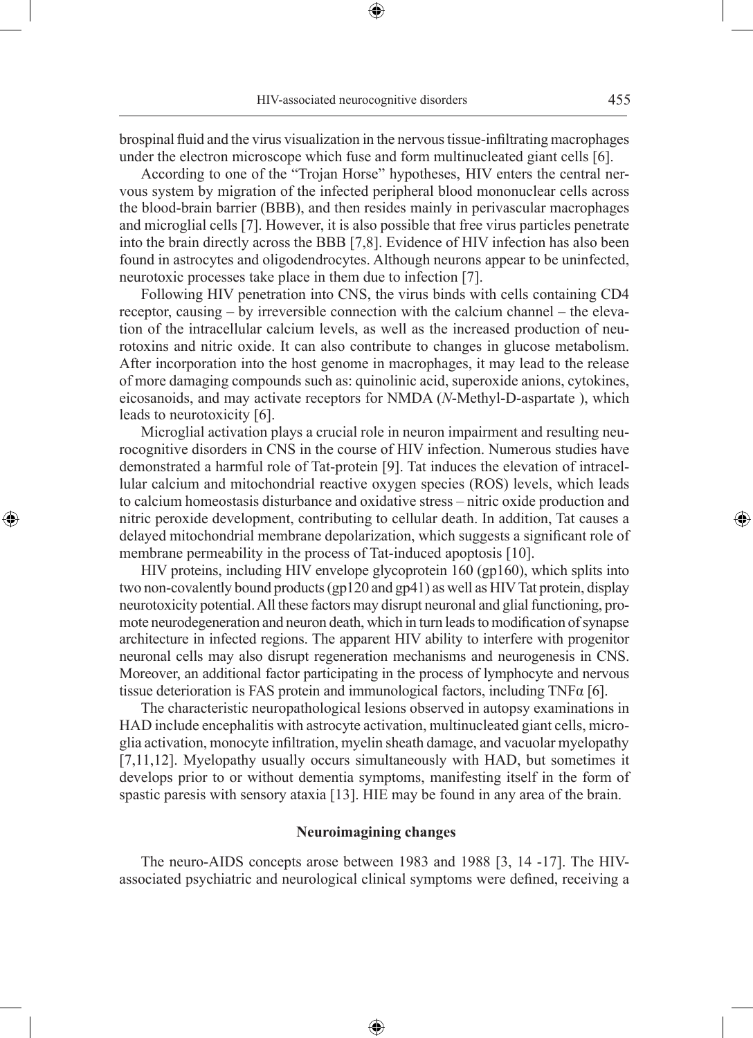brospinal fluid and the virus visualization in the nervous tissue-infiltrating macrophages under the electron microscope which fuse and form multinucleated giant cells [6].

According to one of the "Trojan Horse" hypotheses, HIV enters the central nervous system by migration of the infected peripheral blood mononuclear cells across the blood-brain barrier (BBB), and then resides mainly in perivascular macrophages and microglial cells [7]. However, it is also possible that free virus particles penetrate into the brain directly across the BBB [7,8]. Evidence of HIV infection has also been found in astrocytes and oligodendrocytes. Although neurons appear to be uninfected, neurotoxic processes take place in them due to infection [7].

Following HIV penetration into CNS, the virus binds with cells containing CD4 receptor, causing – by irreversible connection with the calcium channel – the elevation of the intracellular calcium levels, as well as the increased production of neurotoxins and nitric oxide. It can also contribute to changes in glucose metabolism. After incorporation into the host genome in macrophages, it may lead to the release of more damaging compounds such as: quinolinic acid, superoxide anions, cytokines, eicosanoids, and may activate receptors for NMDA (*N*-Methyl-D-aspartate ), which leads to neurotoxicity [6].

Microglial activation plays a crucial role in neuron impairment and resulting neurocognitive disorders in CNS in the course of HIV infection. Numerous studies have demonstrated a harmful role of Tat-protein [9]. Tat induces the elevation of intracellular calcium and mitochondrial reactive oxygen species (ROS) levels, which leads to calcium homeostasis disturbance and oxidative stress – nitric oxide production and nitric peroxide development, contributing to cellular death. In addition, Tat causes a delayed mitochondrial membrane depolarization, which suggests a significant role of membrane permeability in the process of Tat-induced apoptosis [10].

HIV proteins, including HIV envelope glycoprotein 160 (gp160), which splits into two non-covalently bound products (gp120 and gp41) as well as HIV Tat protein, display neurotoxicity potential. All these factors may disrupt neuronal and glial functioning, promote neurodegeneration and neuron death, which in turn leads to modification of synapse architecture in infected regions. The apparent HIV ability to interfere with progenitor neuronal cells may also disrupt regeneration mechanisms and neurogenesis in CNS. Moreover, an additional factor participating in the process of lymphocyte and nervous tissue deterioration is FAS protein and immunological factors, including TNFα [6].

The characteristic neuropathological lesions observed in autopsy examinations in HAD include encephalitis with astrocyte activation, multinucleated giant cells, microglia activation, monocyte infiltration, myelin sheath damage, and vacuolar myelopathy [7,11,12]. Myelopathy usually occurs simultaneously with HAD, but sometimes it develops prior to or without dementia symptoms, manifesting itself in the form of spastic paresis with sensory ataxia [13]. HIE may be found in any area of the brain.

## Neuroimagining changes

The neuro-AIDS concepts arose between 1983 and 1988 [3, 14 -17]. The HIV-associated psychiatric and neurological clinical symptoms were defined, receiving a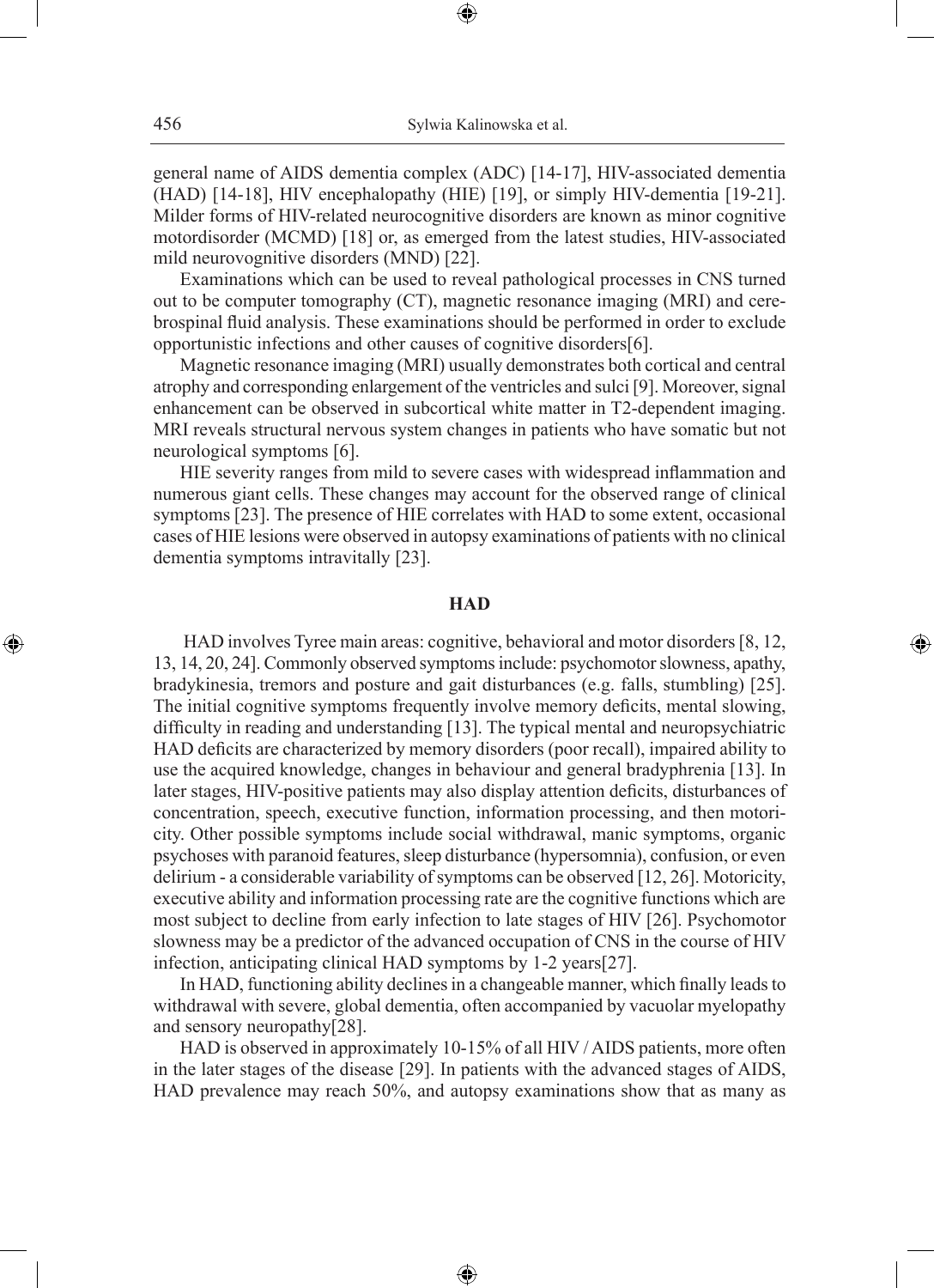general name of AIDS dementia complex (ADC) [14-17], HIV-associated dementia (HAD) [14-18], HIV encephalopathy (HIE) [19], or simply HIV-dementia [19-21]. Milder forms of HIV-related neurocognitive disorders are known as minor cognitive motordisorder (MCMD) [18] or, as emerged from the latest studies, HIV-associated mild neurovognitive disorders (MND) [22].

Examinations which can be used to reveal pathological processes in CNS turned out to be computer tomography (CT), magnetic resonance imaging (MRI) and cerebrospinal fluid analysis. These examinations should be performed in order to exclude opportunistic infections and other causes of cognitive disorders[6].

Magnetic resonance imaging (MRI) usually demonstrates both cortical and central atrophy and corresponding enlargement of the ventricles and sulci [9]. Moreover, signal enhancement can be observed in subcortical white matter in T2-dependent imaging. MRI reveals structural nervous system changes in patients who have somatic but not neurological symptoms [6].

HIE severity ranges from mild to severe cases with widespread inflammation and numerous giant cells. These changes may account for the observed range of clinical symptoms [23]. The presence of HIE correlates with HAD to some extent, occasional cases of HIE lesions were observed in autopsy examinations of patients with no clinical dementia symptoms intravitally [23].

## HAD

HAD involves Tyree main areas: cognitive, behavioral and motor disorders [8, 12, 13, 14, 20, 24]. Commonly observed symptoms include: psychomotor slowness, apathy, bradykinesia, tremors and posture and gait disturbances (e.g. falls, stumbling) [25]. The initial cognitive symptoms frequently involve memory deficits, mental slowing, difficulty in reading and understanding [13]. The typical mental and neuropsychiatric HAD deficits are characterized by memory disorders (poor recall), impaired ability to use the acquired knowledge, changes in behaviour and general bradyphrenia [13]. In later stages, HIV-positive patients may also display attention deficits, disturbances of concentration, speech, executive function, information processing, and then motoricity. Other possible symptoms include social withdrawal, manic symptoms, organic psychoses with paranoid features, sleep disturbance (hypersomnia), confusion, or even delirium - a considerable variability of symptoms can be observed [12, 26]. Motoricity, executive ability and information processing rate are the cognitive functions which are most subject to decline from early infection to late stages of HIV [26]. Psychomotor slowness may be a predictor of the advanced occupation of CNS in the course of HIV infection, anticipating clinical HAD symptoms by 1-2 years[27].

In HAD, functioning ability declines in a changeable manner, which finally leads to withdrawal with severe, global dementia, often accompanied by vacuolar myelopathy and sensory neuropathy[28].

HAD is observed in approximately 10-15% of all HIV / AIDS patients, more often in the later stages of the disease [29]. In patients with the advanced stages of AIDS, HAD prevalence may reach 50%, and autopsy examinations show that as many as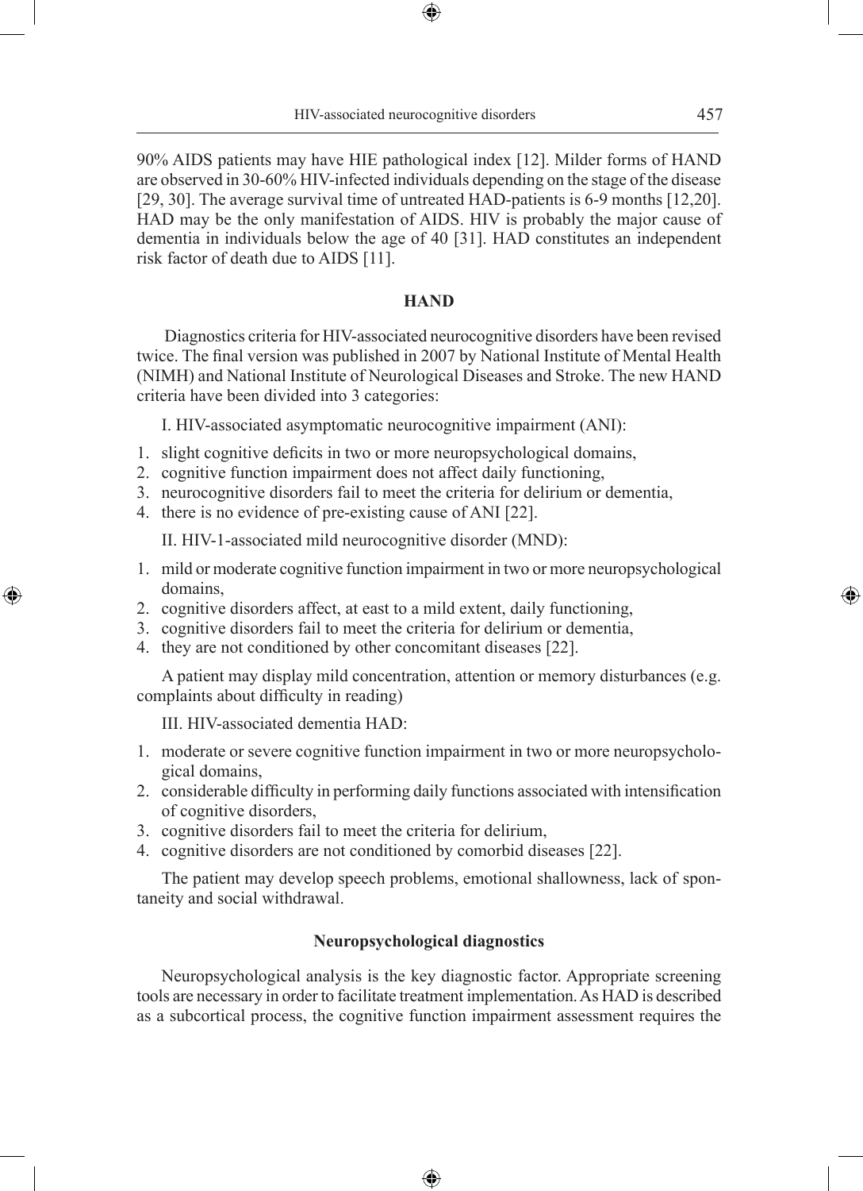90% AIDS patients may have HIE pathological index [12]. Milder forms of HAND are observed in 30-60% HIV-infected individuals depending on the stage of the disease [29, 30]. The average survival time of untreated HAD-patients is 6-9 months [12,20]. HAD may be the only manifestation of AIDS. HIV is probably the major cause of dementia in individuals below the age of 40 [31]. HAD constitutes an independent risk factor of death due to AIDS [11].

## HAND

Diagnostics criteria for HIV-associated neurocognitive disorders have been revised twice. The final version was published in 2007 by National Institute of Mental Health (NIMH) and National Institute of Neurological Diseases and Stroke. The new HAND criteria have been divided into 3 categories:

I. HIV-associated asymptomatic neurocognitive impairment (ANI):

1. slight cognitive deficits in two or more neuropsychological domains,
2. cognitive function impairment does not affect daily functioning,
3. neurocognitive disorders fail to meet the criteria for delirium or dementia,
4. there is no evidence of pre-existing cause of ANI [22].

II. HIV-1-associated mild neurocognitive disorder (MND):

1. mild or moderate cognitive function impairment in two or more neuropsychological domains,
2. cognitive disorders affect, at east to a mild extent, daily functioning,
3. cognitive disorders fail to meet the criteria for delirium or dementia,
4. they are not conditioned by other concomitant diseases [22].

A patient may display mild concentration, attention or memory disturbances (e.g. complaints about difficulty in reading)

III. HIV-associated dementia HAD:

1. moderate or severe cognitive function impairment in two or more neuropsychological domains,
2. considerable difficulty in performing daily functions associated with intensification of cognitive disorders,
3. cognitive disorders fail to meet the criteria for delirium,
4. cognitive disorders are not conditioned by comorbid diseases [22].

The patient may develop speech problems, emotional shallowness, lack of spontaneity and social withdrawal.

### Neuropsychological diagnostics

Neuropsychological analysis is the key diagnostic factor. Appropriate screening tools are necessary in order to facilitate treatment implementation. As HAD is described as a subcortical process, the cognitive function impairment assessment requires the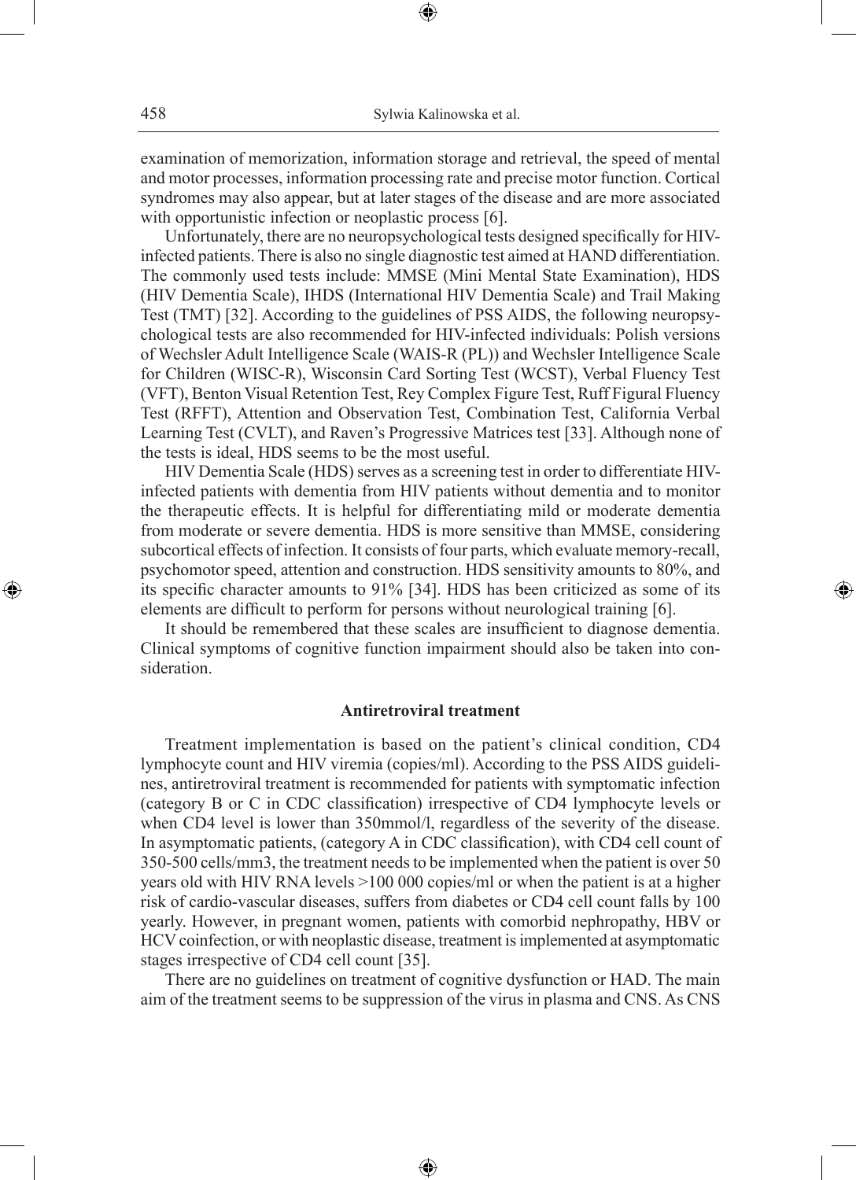examination of memorization, information storage and retrieval, the speed of mental and motor processes, information processing rate and precise motor function. Cortical syndromes may also appear, but at later stages of the disease and are more associated with opportunistic infection or neoplastic process [6].

Unfortunately, there are no neuropsychological tests designed specifically for HIV-infected patients. There is also no single diagnostic test aimed at HAND differentiation. The commonly used tests include: MMSE (Mini Mental State Examination), HDS (HIV Dementia Scale), IHDS (International HIV Dementia Scale) and Trail Making Test (TMT) [32]. According to the guidelines of PSS AIDS, the following neuropsychological tests are also recommended for HIV-infected individuals: Polish versions of Wechsler Adult Intelligence Scale (WAIS-R (PL)) and Wechsler Intelligence Scale for Children (WISC-R), Wisconsin Card Sorting Test (WCST), Verbal Fluency Test (VFT), Benton Visual Retention Test, Rey Complex Figure Test, Ruff Figural Fluency Test (RFFT), Attention and Observation Test, Combination Test, California Verbal Learning Test (CVLT), and Raven's Progressive Matrices test [33]. Although none of the tests is ideal, HDS seems to be the most useful.

HIV Dementia Scale (HDS) serves as a screening test in order to differentiate HIV-infected patients with dementia from HIV patients without dementia and to monitor the therapeutic effects. It is helpful for differentiating mild or moderate dementia from moderate or severe dementia. HDS is more sensitive than MMSE, considering subcortical effects of infection. It consists of four parts, which evaluate memory-recall, psychomotor speed, attention and construction. HDS sensitivity amounts to 80%, and its specific character amounts to 91% [34]. HDS has been criticized as some of its elements are difficult to perform for persons without neurological training [6].

It should be remembered that these scales are insufficient to diagnose dementia. Clinical symptoms of cognitive function impairment should also be taken into consideration.

## Antiretroviral treatment

Treatment implementation is based on the patient's clinical condition, CD4 lymphocyte count and HIV viremia (copies/ml). According to the PSS AIDS guidelines, antiretroviral treatment is recommended for patients with symptomatic infection (category B or C in CDC classification) irrespective of CD4 lymphocyte levels or when CD4 level is lower than 350mmol/l, regardless of the severity of the disease. In asymptomatic patients, (category A in CDC classification), with CD4 cell count of 350-500 cells/mm3, the treatment needs to be implemented when the patient is over 50 years old with HIV RNA levels >100 000 copies/ml or when the patient is at a higher risk of cardio-vascular diseases, suffers from diabetes or CD4 cell count falls by 100 yearly. However, in pregnant women, patients with comorbid nephropathy, HBV or HCV coinfection, or with neoplastic disease, treatment is implemented at asymptomatic stages irrespective of CD4 cell count [35].

There are no guidelines on treatment of cognitive dysfunction or HAD. The main aim of the treatment seems to be suppression of the virus in plasma and CNS. As CNS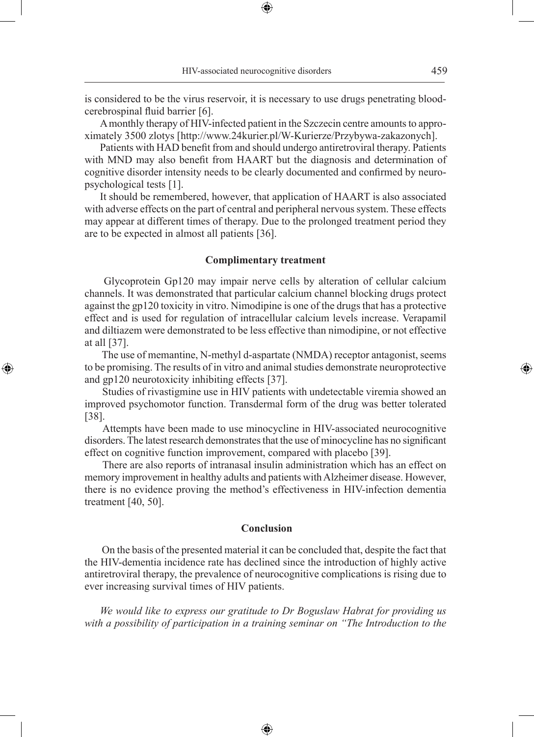is considered to be the virus reservoir, it is necessary to use drugs penetrating blood-cerebrospinal fluid barrier [6].

A monthly therapy of HIV-infected patient in the Szczecin centre amounts to approximately 3500 zlotys [http://www.24kurier.pl/W-Kurierze/Przybywa-zakazonych].

Patients with HAD benefit from and should undergo antiretroviral therapy. Patients with MND may also benefit from HAART but the diagnosis and determination of cognitive disorder intensity needs to be clearly documented and confirmed by neuropsychological tests [1].

It should be remembered, however, that application of HAART is also associated with adverse effects on the part of central and peripheral nervous system. These effects may appear at different times of therapy. Due to the prolonged treatment period they are to be expected in almost all patients [36].

## Complimentary treatment

Glycoprotein Gp120 may impair nerve cells by alteration of cellular calcium channels. It was demonstrated that particular calcium channel blocking drugs protect against the gp120 toxicity in vitro. Nimodipine is one of the drugs that has a protective effect and is used for regulation of intracellular calcium levels increase. Verapamil and diltiazem were demonstrated to be less effective than nimodipine, or not effective at all [37].

The use of memantine, N-methyl d-aspartate (NMDA) receptor antagonist, seems to be promising. The results of in vitro and animal studies demonstrate neuroprotective and gp120 neurotoxicity inhibiting effects [37].

Studies of rivastigmine use in HIV patients with undetectable viremia showed an improved psychomotor function. Transdermal form of the drug was better tolerated [38].

Attempts have been made to use minocycline in HIV-associated neurocognitive disorders. The latest research demonstrates that the use of minocycline has no significant effect on cognitive function improvement, compared with placebo [39].

There are also reports of intranasal insulin administration which has an effect on memory improvement in healthy adults and patients with Alzheimer disease. However, there is no evidence proving the method's effectiveness in HIV-infection dementia treatment [40, 50].

## Conclusion

On the basis of the presented material it can be concluded that, despite the fact that the HIV-dementia incidence rate has declined since the introduction of highly active antiretroviral therapy, the prevalence of neurocognitive complications is rising due to ever increasing survival times of HIV patients.

*We would like to express our gratitude to Dr Boguslaw Habrat for providing us with a possibility of participation in a training seminar on "The Introduction to the*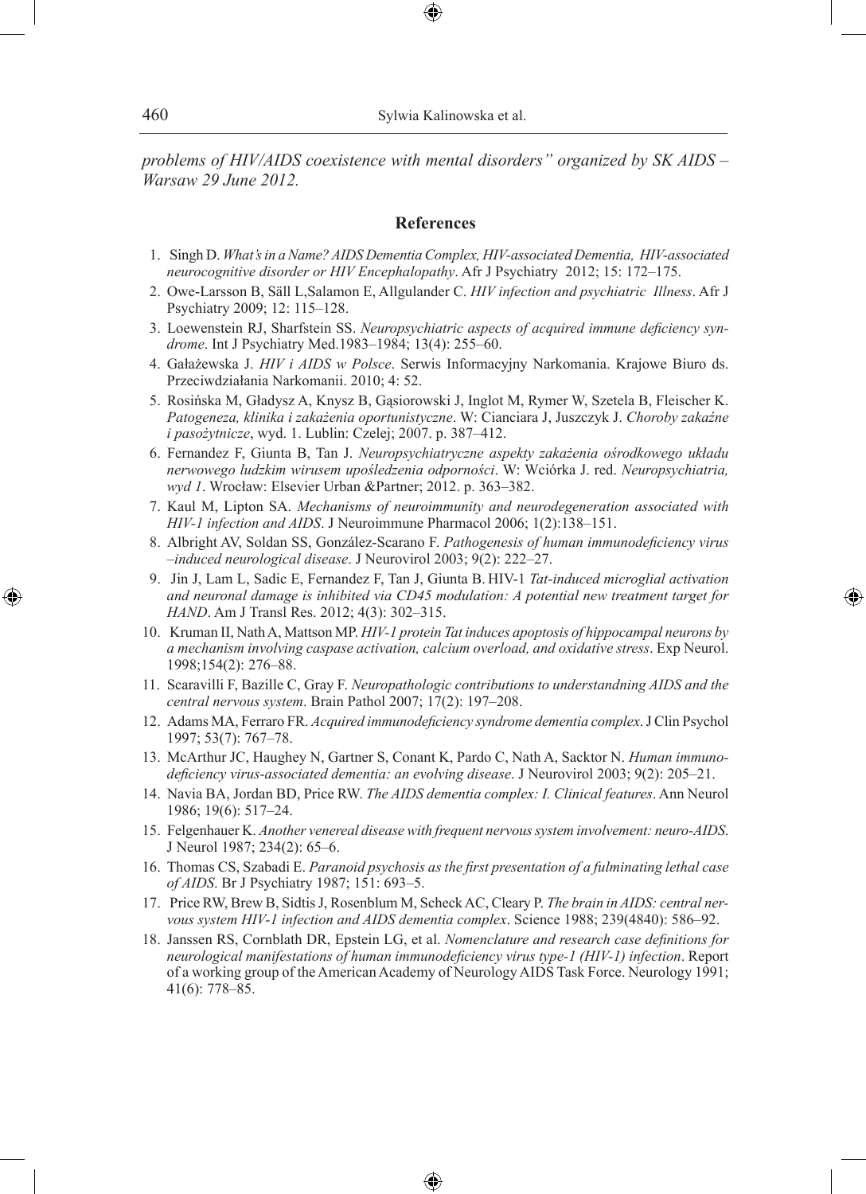*problems of HIV/AIDS coexistence with mental disorders" organized by SK AIDS – Warsaw 29 June 2012.*

## References

1. Singh D. *What's in a Name? AIDS Dementia Complex, HIV-associated Dementia, HIV-associated neurocognitive disorder or HIV Encephalopathy*. Afr J Psychiatry 2012; 15: 172–175.
2. Owe-Larsson B, Säll L,Salamon E, Allgulander C. *HIV infection and psychiatric Illness*. Afr J Psychiatry 2009; 12: 115–128.
3. Loewenstein RJ, Sharfstein SS. *Neuropsychiatric aspects of acquired immune deficiency syndrome*. Int J Psychiatry Med.1983–1984; 13(4): 255–60.
4. Gałażewska J. *HIV i AIDS w Polsce*. Serwis Informacyjny Narkomania. Krajowe Biuro ds. Przeciwdziałania Narkomanii. 2010; 4: 52.
5. Rosińska M, Gładysz A, Knysz B, Gąsiorowski J, Inglot M, Rymer W, Szetela B, Fleischer K. *Patogeneza, klinika i zakażenia oportunistyczne*. W: Cianciara J, Juszczyk J. *Choroby zakaźne i pasożytnicze*, wyd. 1. Lublin: Czelej; 2007. p. 387–412.
6. Fernandez F, Giunta B, Tan J. *Neuropsychiatryczne aspekty zakażenia ośrodkowego układu nerwowego ludzkim wirusem upośledzenia odporności*. W: Wciórka J. red. *Neuropsychiatria, wyd 1*. Wrocław: Elsevier Urban &Partner; 2012. p. 363–382.
7. Kaul M, Lipton SA. *Mechanisms of neuroimmunity and neurodegeneration associated with HIV-1 infection and AIDS*. J Neuroimmune Pharmacol 2006; 1(2):138–151.
8. Albright AV, Soldan SS, González-Scarano F. *Pathogenesis of human immunodeficiency virus –induced neurological disease*. J Neurovirol 2003; 9(2): 222–27.
9. Jin J, Lam L, Sadic E, Fernandez F, Tan J, Giunta B. HIV-1 *Tat-induced microglial activation and neuronal damage is inhibited via CD45 modulation: A potential new treatment target for HAND*. Am J Transl Res. 2012; 4(3): 302–315.
10. Kruman II, Nath A, Mattson MP. *HIV-1 protein Tat induces apoptosis of hippocampal neurons by a mechanism involving caspase activation, calcium overload, and oxidative stress*. Exp Neurol. 1998;154(2): 276–88.
11. Scaravilli F, Bazille C, Gray F. *Neuropathologic contributions to understandning AIDS and the central nervous system*. Brain Pathol 2007; 17(2): 197–208.
12. Adams MA, Ferraro FR. *Acquired immunodeficiency syndrome dementia complex*. J Clin Psychol 1997; 53(7): 767–78.
13. McArthur JC, Haughey N, Gartner S, Conant K, Pardo C, Nath A, Sacktor N. *Human immunodeficiency virus-associated dementia: an evolving disease*. J Neurovirol 2003; 9(2): 205–21.
14. Navia BA, Jordan BD, Price RW. *The AIDS dementia complex: I. Clinical features*. Ann Neurol 1986; 19(6): 517–24.
15. Felgenhauer K. *Another venereal disease with frequent nervous system involvement: neuro-AIDS*. J Neurol 1987; 234(2): 65–6.
16. Thomas CS, Szabadi E. *Paranoid psychosis as the first presentation of a fulminating lethal case of AIDS*. Br J Psychiatry 1987; 151: 693–5.
17. Price RW, Brew B, Sidtis J, Rosenblum M, Scheck AC, Cleary P. *The brain in AIDS: central nervous system HIV-1 infection and AIDS dementia complex*. Science 1988; 239(4840): 586–92.
18. Janssen RS, Cornblath DR, Epstein LG, et al. *Nomenclature and research case definitions for neurological manifestations of human immunodeficiency virus type-1 (HIV-1) infection*. Report of a working group of the American Academy of Neurology AIDS Task Force. Neurology 1991; 41(6): 778–85.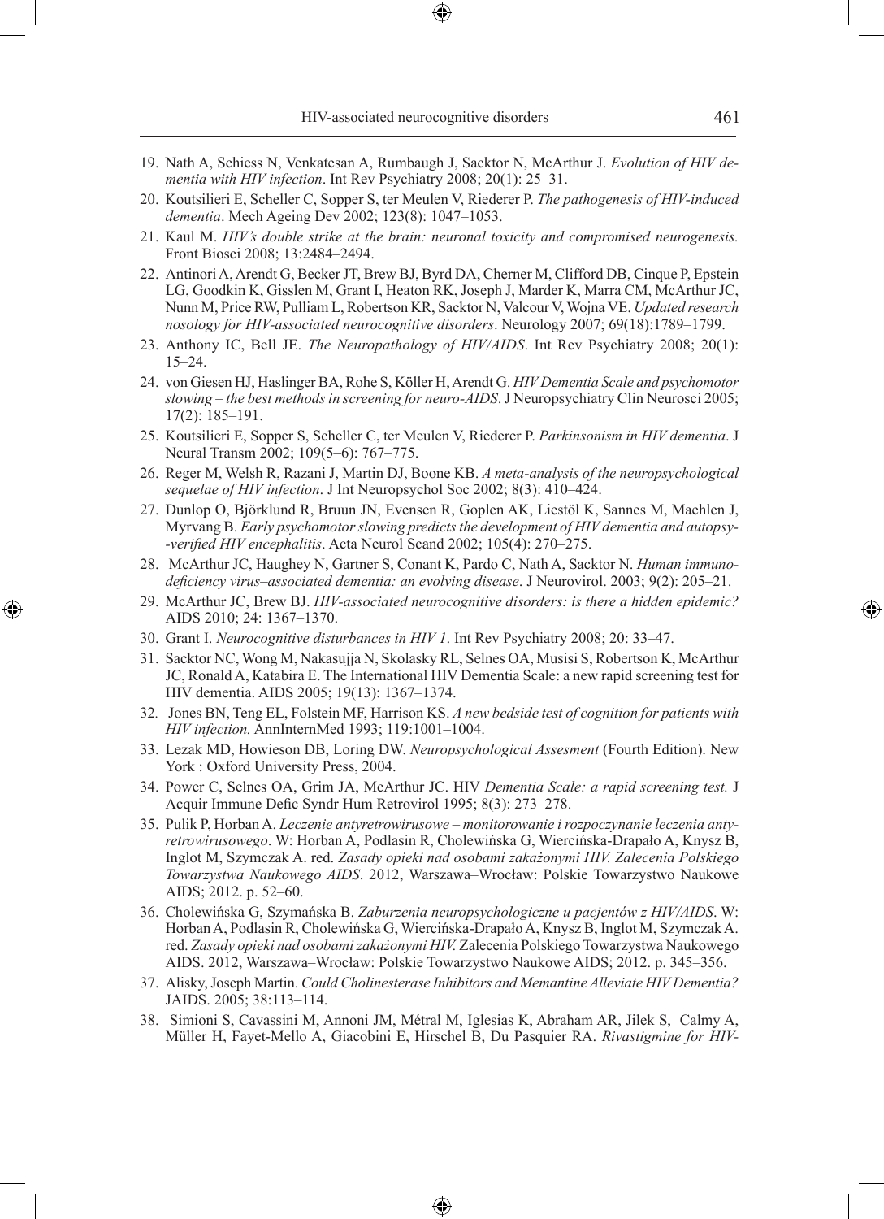19. Nath A, Schiess N, Venkatesan A, Rumbaugh J, Sacktor N, McArthur J. *Evolution of HIV dementia with HIV infection*. Int Rev Psychiatry 2008; 20(1): 25–31.
20. Koutsilieri E, Scheller C, Sopper S, ter Meulen V, Riederer P. *The pathogenesis of HIV-induced dementia*. Mech Ageing Dev 2002; 123(8): 1047–1053.
21. Kaul M. *HIV's double strike at the brain: neuronal toxicity and compromised neurogenesis.* Front Biosci 2008; 13:2484–2494.
22. Antinori A, Arendt G, Becker JT, Brew BJ, Byrd DA, Cherner M, Clifford DB, Cinque P, Epstein LG, Goodkin K, Gisslen M, Grant I, Heaton RK, Joseph J, Marder K, Marra CM, McArthur JC, Nunn M, Price RW, Pulliam L, Robertson KR, Sacktor N, Valcour V, Wojna VE. *Updated research nosology for HIV-associated neurocognitive disorders*. Neurology 2007; 69(18):1789–1799.
23. Anthony IC, Bell JE. *The Neuropathology of HIV/AIDS*. Int Rev Psychiatry 2008; 20(1): 15–24.
24. von Giesen HJ, Haslinger BA, Rohe S, Köller H, Arendt G. *HIV Dementia Scale and psychomotor slowing – the best methods in screening for neuro-AIDS*. J Neuropsychiatry Clin Neurosci 2005; 17(2): 185–191.
25. Koutsilieri E, Sopper S, Scheller C, ter Meulen V, Riederer P. *Parkinsonism in HIV dementia*. J Neural Transm 2002; 109(5–6): 767–775.
26. Reger M, Welsh R, Razani J, Martin DJ, Boone KB. *A meta-analysis of the neuropsychological sequelae of HIV infection*. J Int Neuropsychol Soc 2002; 8(3): 410–424.
27. Dunlop O, Björklund R, Bruun JN, Evensen R, Goplen AK, Liestöl K, Sannes M, Maehlen J, Myrvang B. *Early psychomotor slowing predicts the development of HIV dementia and autopsy--verified HIV encephalitis*. Acta Neurol Scand 2002; 105(4): 270–275.
28. McArthur JC, Haughey N, Gartner S, Conant K, Pardo C, Nath A, Sacktor N. *Human immunodeficiency virus–associated dementia: an evolving disease*. J Neurovirol. 2003; 9(2): 205–21.
29. McArthur JC, Brew BJ. *HIV-associated neurocognitive disorders: is there a hidden epidemic?* AIDS 2010; 24: 1367–1370.
30. Grant I. *Neurocognitive disturbances in HIV 1*. Int Rev Psychiatry 2008; 20: 33–47.
31. Sacktor NC, Wong M, Nakasujja N, Skolasky RL, Selnes OA, Musisi S, Robertson K, McArthur JC, Ronald A, Katabira E. The International HIV Dementia Scale: a new rapid screening test for HIV dementia. AIDS 2005; 19(13): 1367–1374.
32. Jones BN, Teng EL, Folstein MF, Harrison KS. *A new bedside test of cognition for patients with HIV infection.* AnnInternMed 1993; 119:1001–1004.
33. Lezak MD, Howieson DB, Loring DW. *Neuropsychological Assesment* (Fourth Edition). New York : Oxford University Press, 2004.
34. Power C, Selnes OA, Grim JA, McArthur JC. HIV *Dementia Scale: a rapid screening test.* J Acquir Immune Defic Syndr Hum Retrovirol 1995; 8(3): 273–278.
35. Pulik P, Horban A. *Leczenie antyretrowirusowe – monitorowanie i rozpoczynanie leczenia antyretrowirusowego*. W: Horban A, Podlasin R, Cholewińska G, Wiercińska-Drapało A, Knysz B, Inglot M, Szymczak A. red. *Zasady opieki nad osobami zakażonymi HIV. Zalecenia Polskiego Towarzystwa Naukowego AIDS*. 2012, Warszawa–Wrocław: Polskie Towarzystwo Naukowe AIDS; 2012. p. 52–60.
36. Cholewińska G, Szymańska B. *Zaburzenia neuropsychologiczne u pacjentów z HIV/AIDS*. W: Horban A, Podlasin R, Cholewińska G, Wiercińska-Drapało A, Knysz B, Inglot M, Szymczak A. red. *Zasady opieki nad osobami zakażonymi HIV.* Zalecenia Polskiego Towarzystwa Naukowego AIDS. 2012, Warszawa–Wrocław: Polskie Towarzystwo Naukowe AIDS; 2012. p. 345–356.
37. Alisky, Joseph Martin. *Could Cholinesterase Inhibitors and Memantine Alleviate HIV Dementia?* JAIDS. 2005; 38:113–114.
38. Simioni S, Cavassini M, Annoni JM, Métral M, Iglesias K, Abraham AR, Jilek S, Calmy A, Müller H, Fayet-Mello A, Giacobini E, Hirschel B, Du Pasquier RA. *Rivastigmine for HIV-*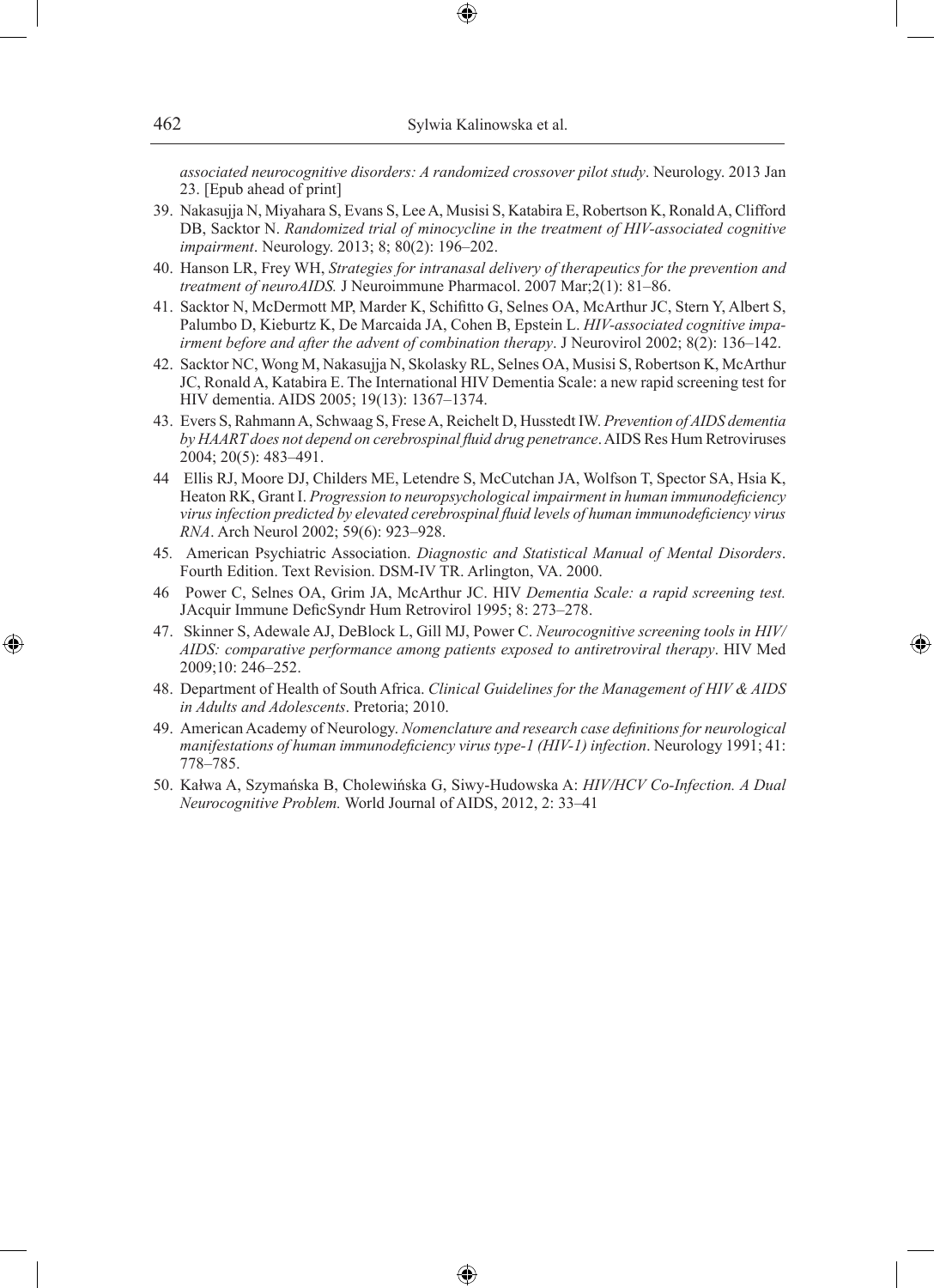*associated neurocognitive disorders: A randomized crossover pilot study*. Neurology. 2013 Jan 23. [Epub ahead of print]

39. Nakasujja N, Miyahara S, Evans S, Lee A, Musisi S, Katabira E, Robertson K, Ronald A, Clifford DB, Sacktor N. *Randomized trial of minocycline in the treatment of HIV-associated cognitive impairment*. Neurology. 2013; 8; 80(2): 196–202.
40. Hanson LR, Frey WH, *Strategies for intranasal delivery of therapeutics for the prevention and treatment of neuroAIDS.* J Neuroimmune Pharmacol. 2007 Mar;2(1): 81–86.
41. Sacktor N, McDermott MP, Marder K, Schifitto G, Selnes OA, McArthur JC, Stern Y, Albert S, Palumbo D, Kieburtz K, De Marcaida JA, Cohen B, Epstein L. *HIV-associated cognitive impairment before and after the advent of combination therapy*. J Neurovirol 2002; 8(2): 136–142.
42. Sacktor NC, Wong M, Nakasujja N, Skolasky RL, Selnes OA, Musisi S, Robertson K, McArthur JC, Ronald A, Katabira E. The International HIV Dementia Scale: a new rapid screening test for HIV dementia. AIDS 2005; 19(13): 1367–1374.
43. Evers S, Rahmann A, Schwaag S, Frese A, Reichelt D, Husstedt IW. *Prevention of AIDS dementia by HAART does not depend on cerebrospinal fluid drug penetrance*. AIDS Res Hum Retroviruses 2004; 20(5): 483–491.
44. Ellis RJ, Moore DJ, Childers ME, Letendre S, McCutchan JA, Wolfson T, Spector SA, Hsia K, Heaton RK, Grant I. *Progression to neuropsychological impairment in human immunodeficiency virus infection predicted by elevated cerebrospinal fluid levels of human immunodeficiency virus RNA*. Arch Neurol 2002; 59(6): 923–928.
45. American Psychiatric Association. *Diagnostic and Statistical Manual of Mental Disorders*. Fourth Edition. Text Revision. DSM-IV TR. Arlington, VA. 2000.
46. Power C, Selnes OA, Grim JA, McArthur JC. HIV *Dementia Scale: a rapid screening test.* JAcquir Immune DeficSyndr Hum Retrovirol 1995; 8: 273–278.
47. Skinner S, Adewale AJ, DeBlock L, Gill MJ, Power C. *Neurocognitive screening tools in HIV/AIDS: comparative performance among patients exposed to antiretroviral therapy*. HIV Med 2009;10: 246–252.
48. Department of Health of South Africa. *Clinical Guidelines for the Management of HIV & AIDS in Adults and Adolescents*. Pretoria; 2010.
49. American Academy of Neurology. *Nomenclature and research case definitions for neurological manifestations of human immunodeficiency virus type-1 (HIV-1) infection*. Neurology 1991; 41: 778–785.
50. Kałwa A, Szymańska B, Cholewińska G, Siwy-Hudowska A: *HIV/HCV Co-Infection. A Dual Neurocognitive Problem.* World Journal of AIDS, 2012, 2: 33–41